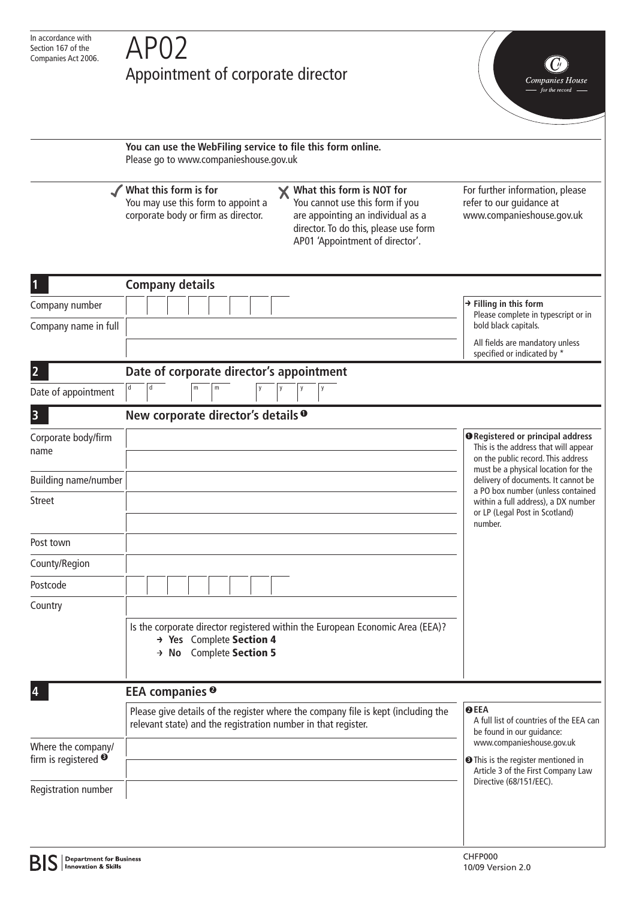In accordance with Section 167 of the Companies Act 2006.

# AP02
## Appointment of corporate director

Companies House — for the record —

**You can use the WebFiling service to file this form online.**
Please go to www.companieshouse.gov.uk

✓ **What this form is for**
You may use this form to appoint a corporate body or firm as director.

✗ **What this form is NOT for**
You cannot use this form if you are appointing an individual as a director. To do this, please use form AP01 'Appointment of director'.

For further information, please refer to our guidance at www.companieshouse.gov.uk

## 1 Company details

Company number

Company name in full

→ **Filling in this form**
Please complete in typescript or in bold black capitals.

All fields are mandatory unless specified or indicated by *

## 2 Date of corporate director's appointment

Date of appointment d d m m y y y y

## 3 New corporate director's details ❶

Corporate body/firm name

Building name/number

Street

Post town

County/Region

Postcode

Country

Is the corporate director registered within the European Economic Area (EEA)?
→ **Yes** Complete **Section 4**
→ **No** Complete **Section 5**

❶ **Registered or principal address**
This is the address that will appear on the public record. This address must be a physical location for the delivery of documents. It cannot be a PO box number (unless contained within a full address), a DX number or LP (Legal Post in Scotland) number.

## 4 EEA companies ❷

Please give details of the register where the company file is kept (including the relevant state) and the registration number in that register.

Where the company/firm is registered ❸

Registration number

❷ **EEA**
A full list of countries of the EEA can be found in our guidance: www.companieshouse.gov.uk

❸ This is the register mentioned in Article 3 of the First Company Law Directive (68/151/EEC).

BIS Department for Business Innovation & Skills

CHFP000
10/09 Version 2.0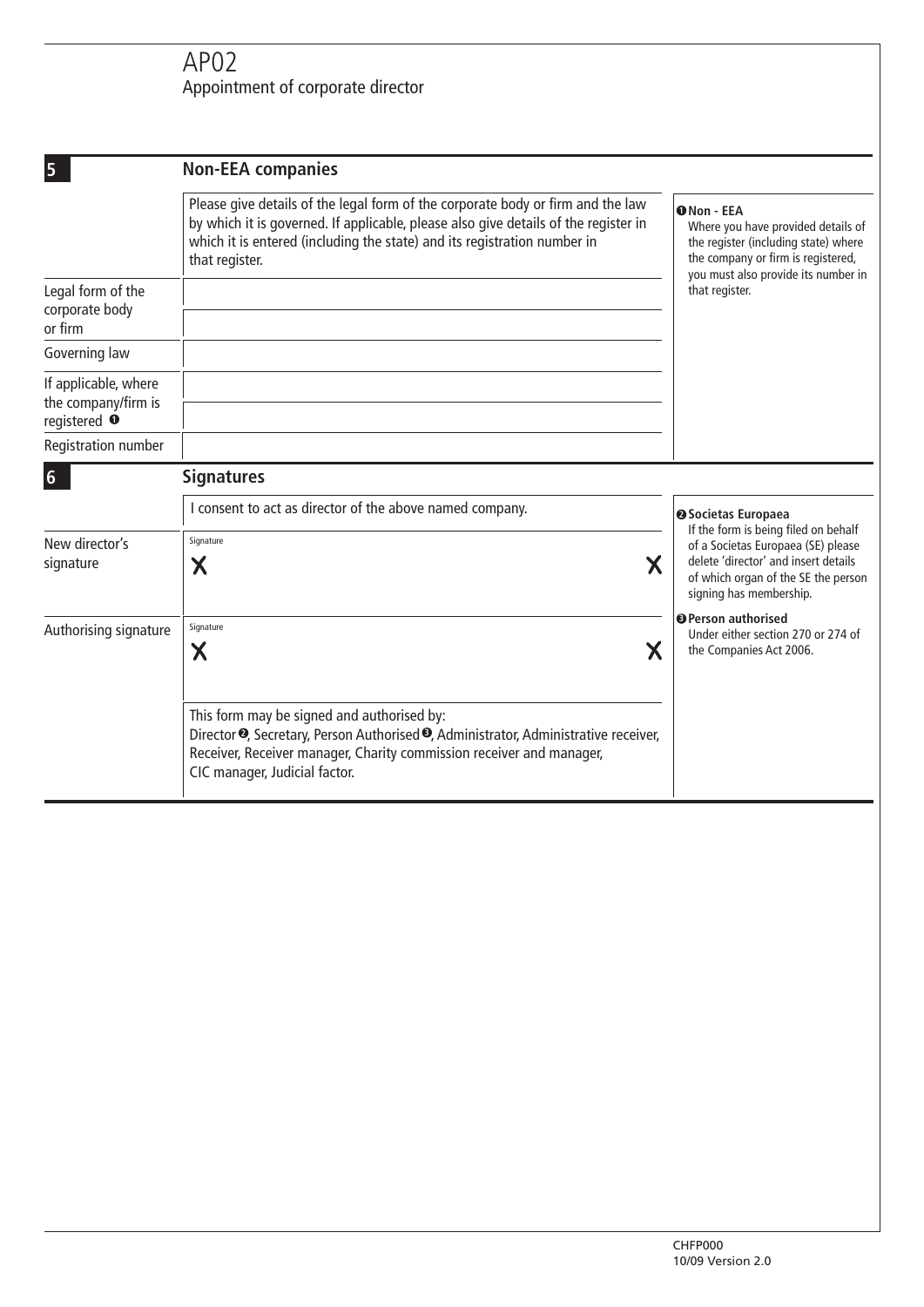# AP02
Appointment of corporate director

## 5 Non-EEA companies

Please give details of the legal form of the corporate body or firm and the law by which it is governed. If applicable, please also give details of the register in which it is entered (including the state) and its registration number in that register.

| | |
|---|---|
| Legal form of the corporate body or firm | |
| Governing law | |
| If applicable, where the company/firm is registered [1] | |
| Registration number | |

[1] **Non - EEA**
Where you have provided details of the register (including state) where the company or firm is registered, you must also provide its number in that register.

## 6 Signatures

I consent to act as director of the above named company.

| | |
|---|---|
| New director's signature | Signature X X |
| Authorising signature | Signature X X |

This form may be signed and authorised by:
Director [2], Secretary, Person Authorised [3], Administrator, Administrative receiver, Receiver, Receiver manager, Charity commission receiver and manager, CIC manager, Judicial factor.

[2] **Societas Europaea**
If the form is being filed on behalf of a Societas Europaea (SE) please delete 'director' and insert details of which organ of the SE the person signing has membership.

[3] **Person authorised**
Under either section 270 or 274 of the Companies Act 2006.

CHFP000
10/09 Version 2.0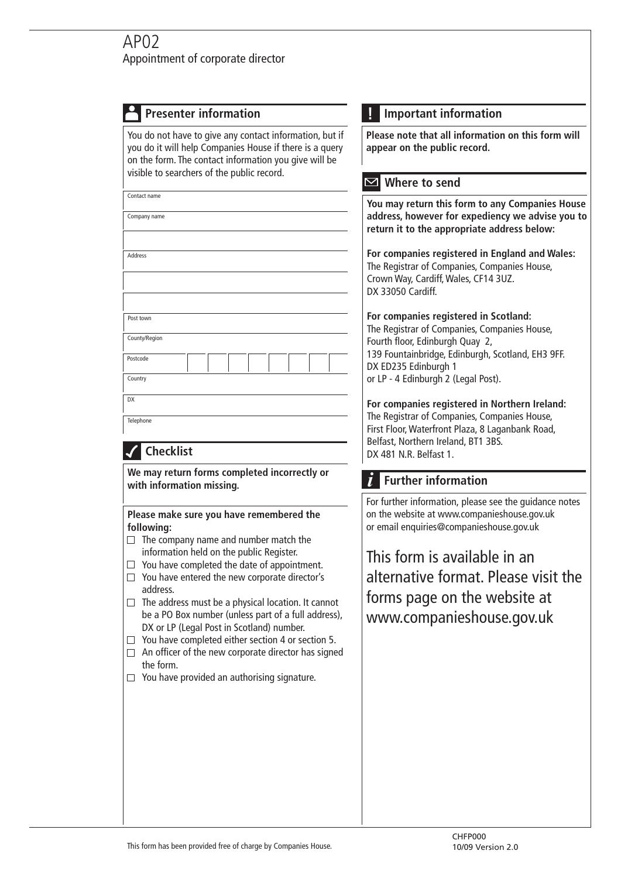# AP02
Appointment of corporate director

## Presenter information

You do not have to give any contact information, but if you do it will help Companies House if there is a query on the form. The contact information you give will be visible to searchers of the public record.

Contact name

Company name

Address

Post town

County/Region

Postcode

Country

DX

Telephone

## Checklist

**We may return forms completed incorrectly or with information missing.**

**Please make sure you have remembered the following:**

- ☐ The company name and number match the information held on the public Register.
- ☐ You have completed the date of appointment.
- ☐ You have entered the new corporate director's address.
- ☐ The address must be a physical location. It cannot be a PO Box number (unless part of a full address), DX or LP (Legal Post in Scotland) number.
- ☐ You have completed either section 4 or section 5.
- ☐ An officer of the new corporate director has signed the form.
- ☐ You have provided an authorising signature.

## Important information

**Please note that all information on this form will appear on the public record.**

## Where to send

**You may return this form to any Companies House address, however for expediency we advise you to return it to the appropriate address below:**

**For companies registered in England and Wales:**
The Registrar of Companies, Companies House,
Crown Way, Cardiff, Wales, CF14 3UZ.
DX 33050 Cardiff.

**For companies registered in Scotland:**
The Registrar of Companies, Companies House,
Fourth floor, Edinburgh Quay 2,
139 Fountainbridge, Edinburgh, Scotland, EH3 9FF.
DX ED235 Edinburgh 1
or LP - 4 Edinburgh 2 (Legal Post).

**For companies registered in Northern Ireland:**
The Registrar of Companies, Companies House,
First Floor, Waterfront Plaza, 8 Laganbank Road,
Belfast, Northern Ireland, BT1 3BS.
DX 481 N.R. Belfast 1.

## Further information

For further information, please see the guidance notes on the website at www.companieshouse.gov.uk or email enquiries@companieshouse.gov.uk

This form is available in an alternative format. Please visit the forms page on the website at www.companieshouse.gov.uk

This form has been provided free of charge by Companies House.

CHFP000
10/09 Version 2.0